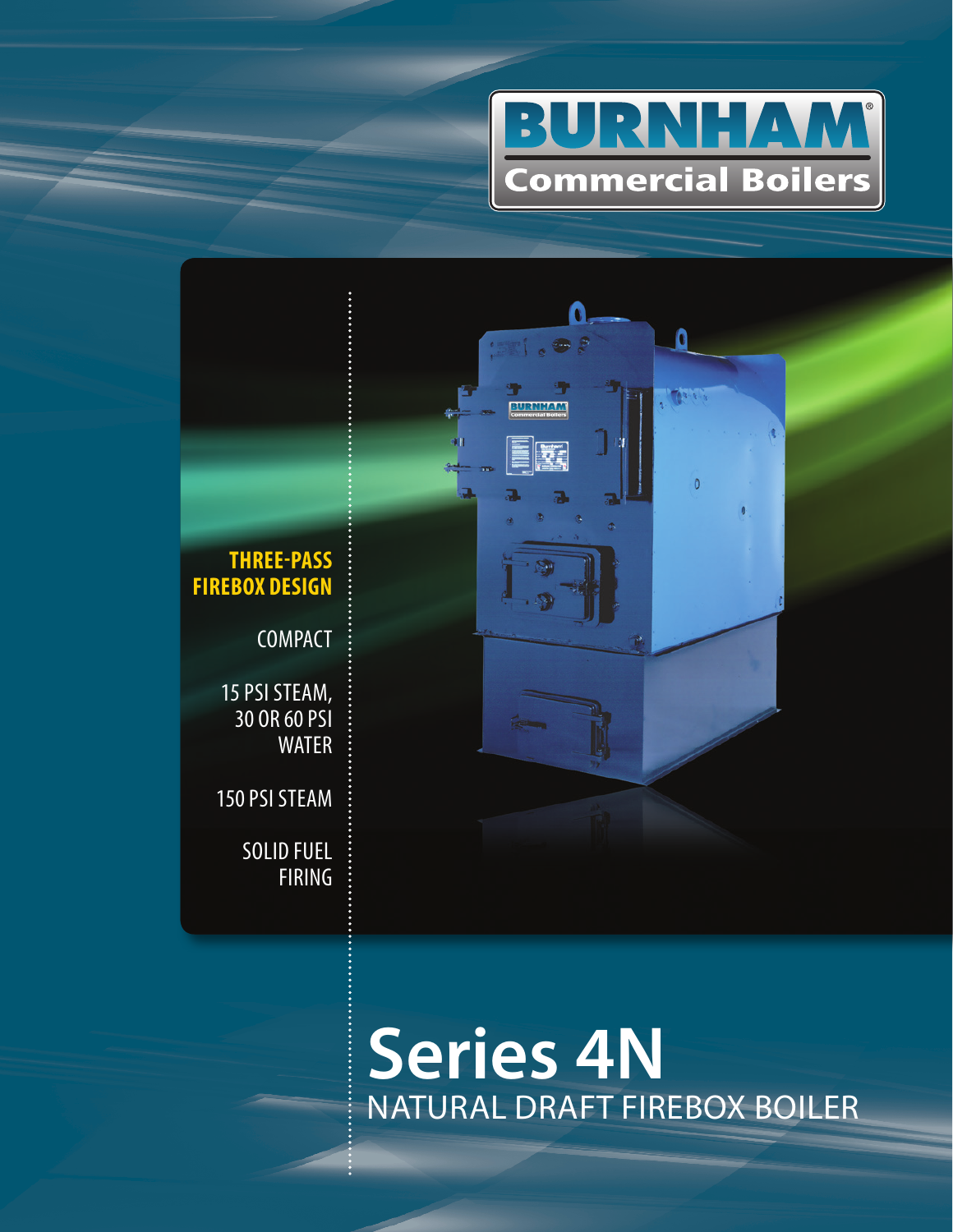BURNHAM

Commercial Boilers

**THREE-PASS FIREBOX DESIGN**

COMPACT

15 PSI STEAM, 30 OR 60 PSI WATER

150 PSI STEAM

SOLID FUEL FIRING

# Series 4N

NATURAL DRAFT FIREBOX BOILER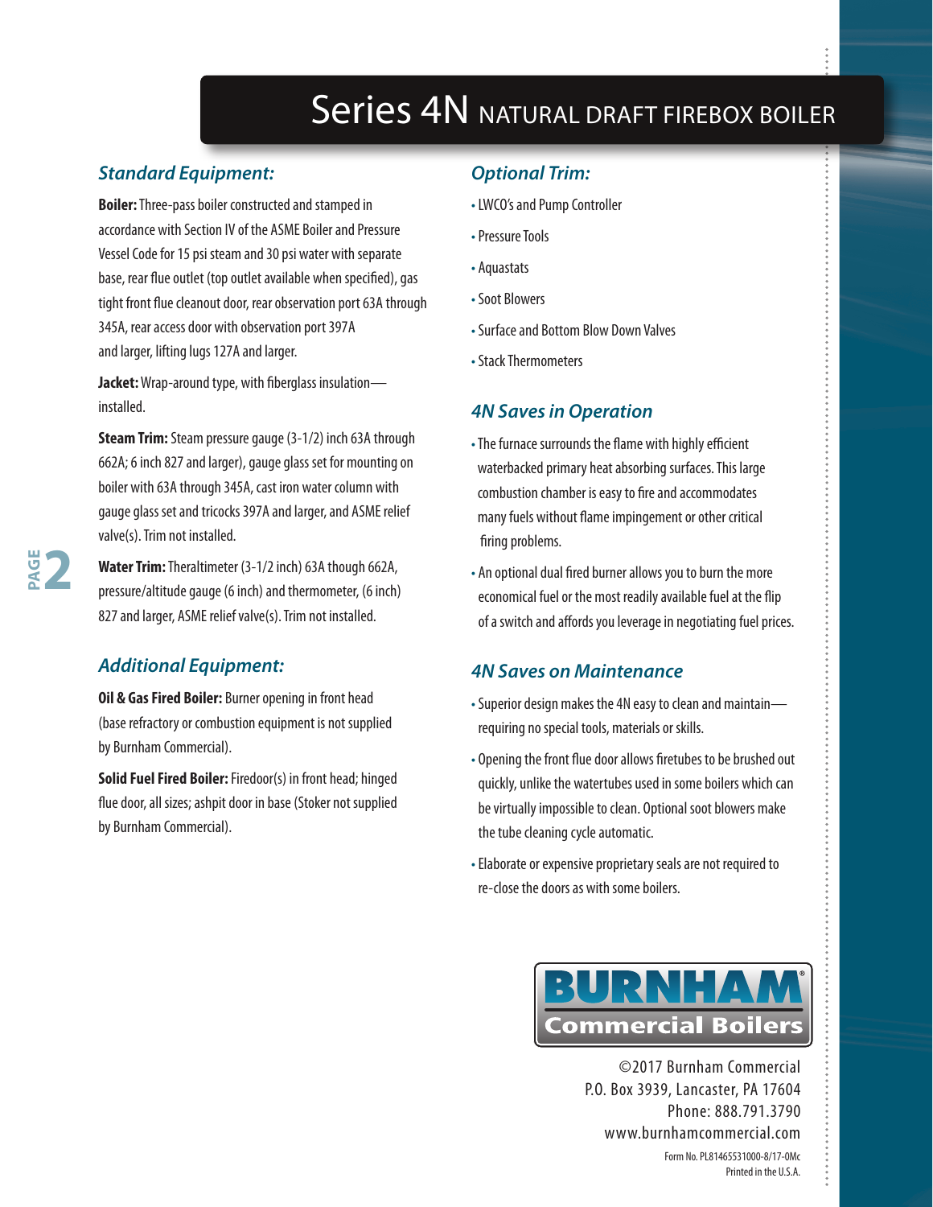# Series 4N NATURAL DRAFT FIREBOX BOILER

## *Standard Equipment:*

**Boiler:** Three-pass boiler constructed and stamped in accordance with Section IV of the ASME Boiler and Pressure Vessel Code for 15 psi steam and 30 psi water with separate base, rear flue outlet (top outlet available when specified), gas tight front flue cleanout door, rear observation port 63A through 345A, rear access door with observation port 397A and larger, lifting lugs 127A and larger.

**Jacket:** Wrap-around type, with fiberglass insulation—installed.

**Steam Trim:** Steam pressure gauge (3-1/2) inch 63A through 662A; 6 inch 827 and larger), gauge glass set for mounting on boiler with 63A through 345A, cast iron water column with gauge glass set and tricocks 397A and larger, and ASME relief valve(s). Trim not installed.

**Water Trim:** Theraltimeter (3-1/2 inch) 63A though 662A, pressure/altitude gauge (6 inch) and thermometer, (6 inch) 827 and larger, ASME relief valve(s). Trim not installed.

## *Additional Equipment:*

**Oil & Gas Fired Boiler:** Burner opening in front head (base refractory or combustion equipment is not supplied by Burnham Commercial).

**Solid Fuel Fired Boiler:** Firedoor(s) in front head; hinged flue door, all sizes; ashpit door in base (Stoker not supplied by Burnham Commercial).

## *Optional Trim:*

- LWCO's and Pump Controller
- Pressure Tools
- Aquastats
- Soot Blowers
- Surface and Bottom Blow Down Valves
- Stack Thermometers

## *4N Saves in Operation*

- The furnace surrounds the flame with highly efficient waterbacked primary heat absorbing surfaces. This large combustion chamber is easy to fire and accommodates many fuels without flame impingement or other critical firing problems.
- An optional dual fired burner allows you to burn the more economical fuel or the most readily available fuel at the flip of a switch and affords you leverage in negotiating fuel prices.

## *4N Saves on Maintenance*

- Superior design makes the 4N easy to clean and maintain—requiring no special tools, materials or skills.
- Opening the front flue door allows firetubes to be brushed out quickly, unlike the watertubes used in some boilers which can be virtually impossible to clean. Optional soot blowers make the tube cleaning cycle automatic.
- Elaborate or expensive proprietary seals are not required to re-close the doors as with some boilers.

BURNHAM® Commercial Boilers

©2017 Burnham Commercial
P.O. Box 3939, Lancaster, PA 17604
Phone: 888.791.3790
www.burnhamcommercial.com

Form No. PL81465531000-8/17-0Mc
Printed in the U.S.A.